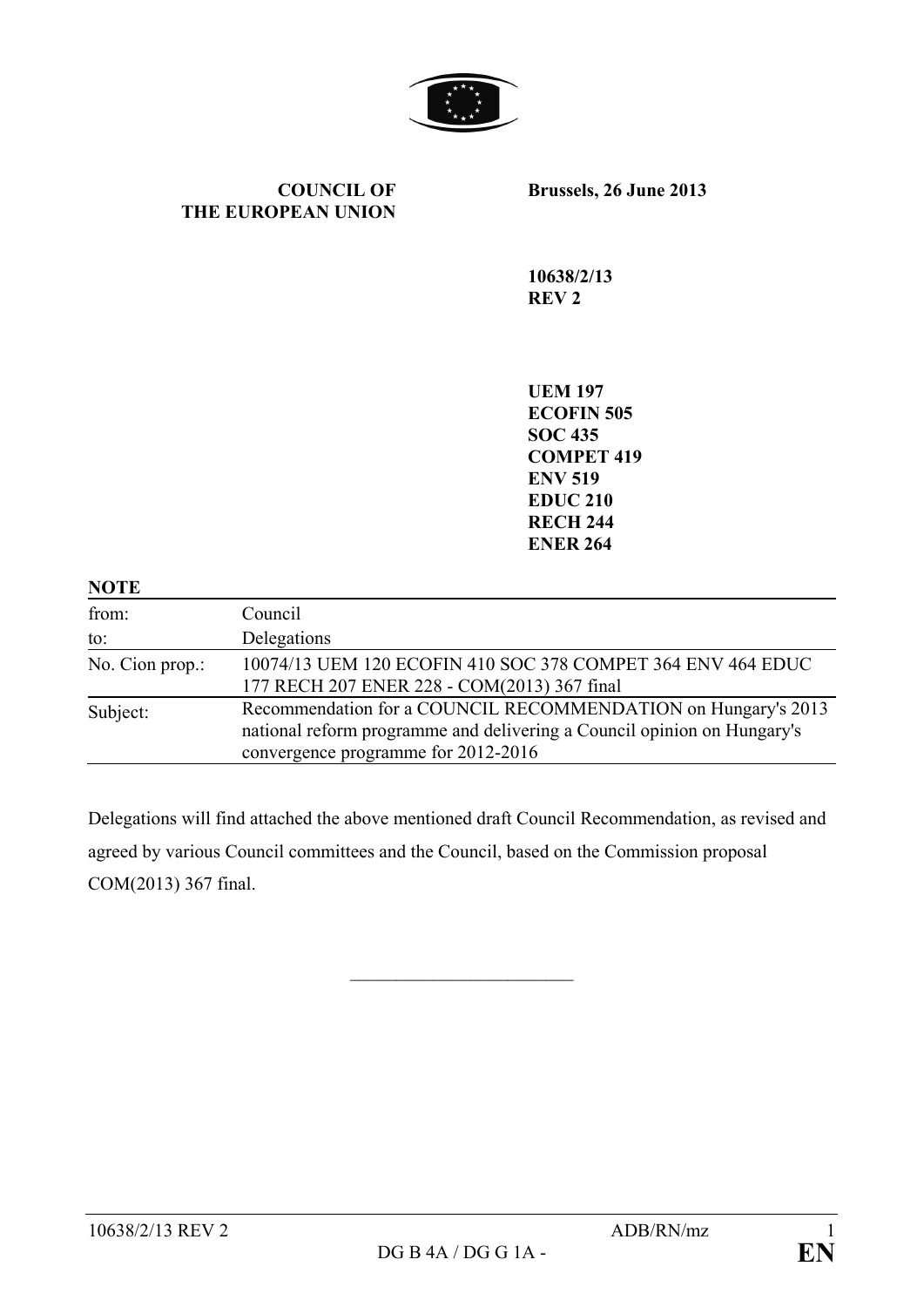**COUNCIL OF THE EUROPEAN UNION**

**Brussels, 26 June 2013**

**10638/2/13**
**REV 2**

**UEM 197**
**ECOFIN 505**
**SOC 435**
**COMPET 419**
**ENV 519**
**EDUC 210**
**RECH 244**
**ENER 264**

**NOTE**

| | |
|---|---|
| from: | Council |
| to: | Delegations |
| No. Cion prop.: | 10074/13 UEM 120 ECOFIN 410 SOC 378 COMPET 364 ENV 464 EDUC 177 RECH 207 ENER 228 - COM(2013) 367 final |
| Subject: | Recommendation for a COUNCIL RECOMMENDATION on Hungary's 2013 national reform programme and delivering a Council opinion on Hungary's convergence programme for 2012-2016 |

Delegations will find attached the above mentioned draft Council Recommendation, as revised and agreed by various Council committees and the Council, based on the Commission proposal COM(2013) 367 final.

________________________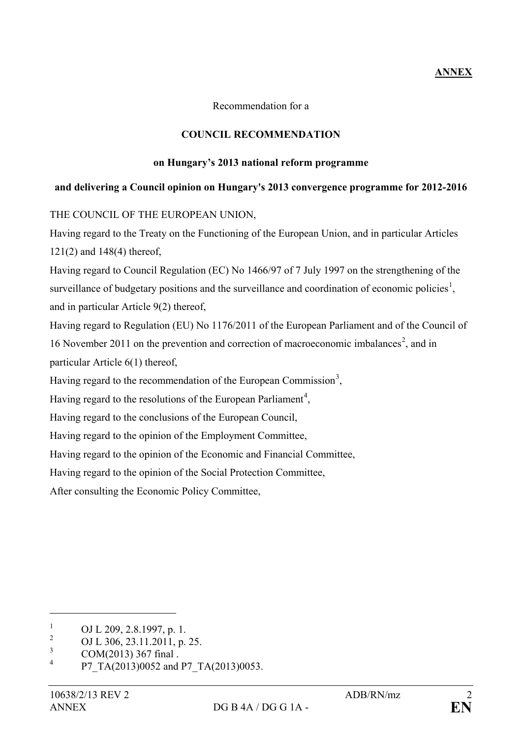**ANNEX**

Recommendation for a

**COUNCIL RECOMMENDATION**

**on Hungary's 2013 national reform programme**

**and delivering a Council opinion on Hungary's 2013 convergence programme for 2012-2016**

THE COUNCIL OF THE EUROPEAN UNION,

Having regard to the Treaty on the Functioning of the European Union, and in particular Articles 121(2) and 148(4) thereof,

Having regard to Council Regulation (EC) No 1466/97 of 7 July 1997 on the strengthening of the surveillance of budgetary positions and the surveillance and coordination of economic policies[1], and in particular Article 9(2) thereof,

Having regard to Regulation (EU) No 1176/2011 of the European Parliament and of the Council of 16 November 2011 on the prevention and correction of macroeconomic imbalances[2], and in particular Article 6(1) thereof,

Having regard to the recommendation of the European Commission[3],

Having regard to the resolutions of the European Parliament[4],

Having regard to the conclusions of the European Council,

Having regard to the opinion of the Employment Committee,

Having regard to the opinion of the Economic and Financial Committee,

Having regard to the opinion of the Social Protection Committee,

After consulting the Economic Policy Committee,

---

[1] OJ L 209, 2.8.1997, p. 1.

[2] OJ L 306, 23.11.2011, p. 25.

[3] COM(2013) 367 final .

[4] P7_TA(2013)0052 and P7_TA(2013)0053.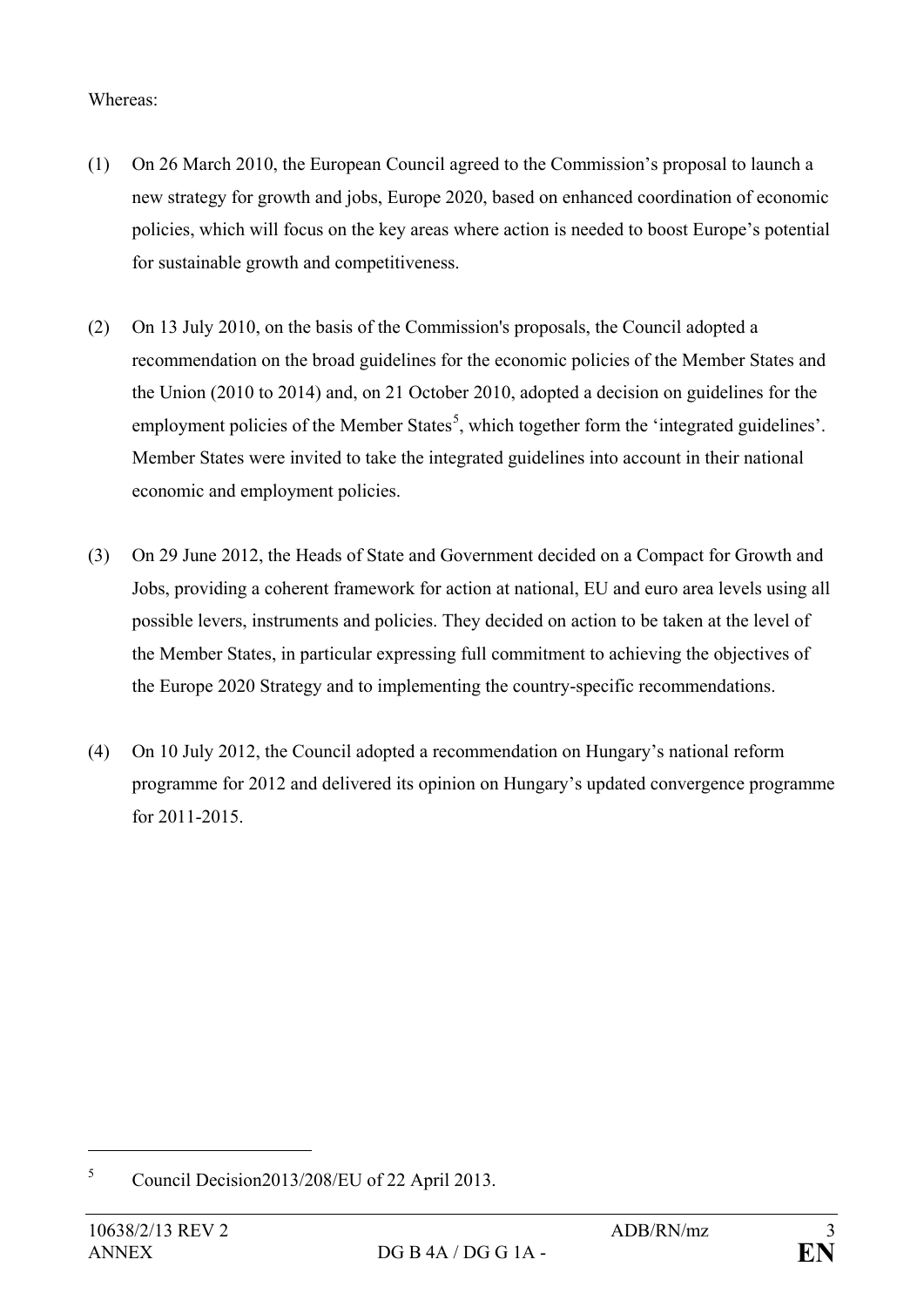Whereas:

(1) On 26 March 2010, the European Council agreed to the Commission's proposal to launch a new strategy for growth and jobs, Europe 2020, based on enhanced coordination of economic policies, which will focus on the key areas where action is needed to boost Europe's potential for sustainable growth and competitiveness.

(2) On 13 July 2010, on the basis of the Commission's proposals, the Council adopted a recommendation on the broad guidelines for the economic policies of the Member States and the Union (2010 to 2014) and, on 21 October 2010, adopted a decision on guidelines for the employment policies of the Member States[5], which together form the 'integrated guidelines'. Member States were invited to take the integrated guidelines into account in their national economic and employment policies.

(3) On 29 June 2012, the Heads of State and Government decided on a Compact for Growth and Jobs, providing a coherent framework for action at national, EU and euro area levels using all possible levers, instruments and policies. They decided on action to be taken at the level of the Member States, in particular expressing full commitment to achieving the objectives of the Europe 2020 Strategy and to implementing the country-specific recommendations.

(4) On 10 July 2012, the Council adopted a recommendation on Hungary's national reform programme for 2012 and delivered its opinion on Hungary's updated convergence programme for 2011-2015.

---

[5] Council Decision2013/208/EU of 22 April 2013.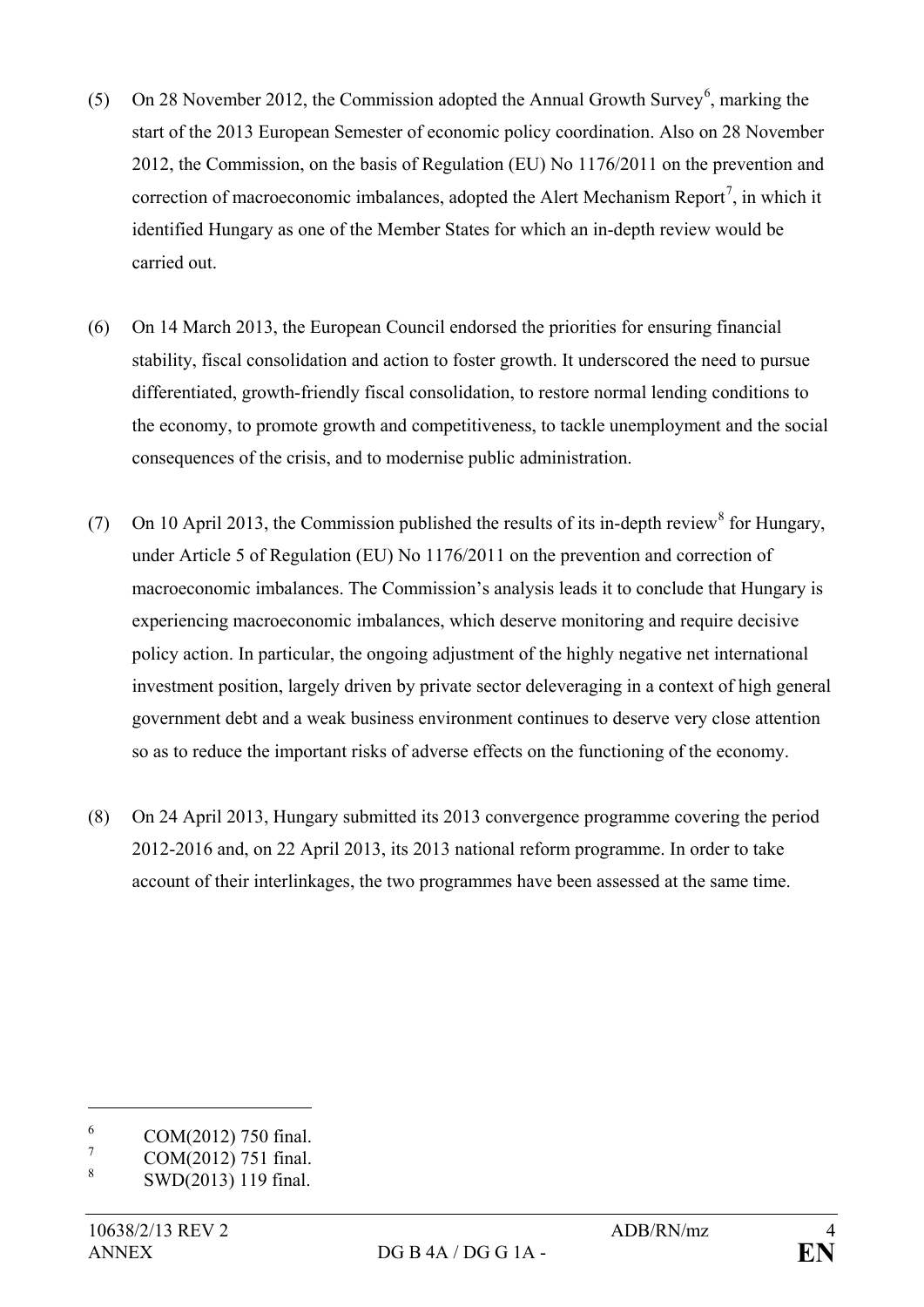(5) On 28 November 2012, the Commission adopted the Annual Growth Survey[6], marking the start of the 2013 European Semester of economic policy coordination. Also on 28 November 2012, the Commission, on the basis of Regulation (EU) No 1176/2011 on the prevention and correction of macroeconomic imbalances, adopted the Alert Mechanism Report[7], in which it identified Hungary as one of the Member States for which an in-depth review would be carried out.

(6) On 14 March 2013, the European Council endorsed the priorities for ensuring financial stability, fiscal consolidation and action to foster growth. It underscored the need to pursue differentiated, growth-friendly fiscal consolidation, to restore normal lending conditions to the economy, to promote growth and competitiveness, to tackle unemployment and the social consequences of the crisis, and to modernise public administration.

(7) On 10 April 2013, the Commission published the results of its in-depth review[8] for Hungary, under Article 5 of Regulation (EU) No 1176/2011 on the prevention and correction of macroeconomic imbalances. The Commission's analysis leads it to conclude that Hungary is experiencing macroeconomic imbalances, which deserve monitoring and require decisive policy action. In particular, the ongoing adjustment of the highly negative net international investment position, largely driven by private sector deleveraging in a context of high general government debt and a weak business environment continues to deserve very close attention so as to reduce the important risks of adverse effects on the functioning of the economy.

(8) On 24 April 2013, Hungary submitted its 2013 convergence programme covering the period 2012-2016 and, on 22 April 2013, its 2013 national reform programme. In order to take account of their interlinkages, the two programmes have been assessed at the same time.

---

[6] COM(2012) 750 final.

[7] COM(2012) 751 final.

[8] SWD(2013) 119 final.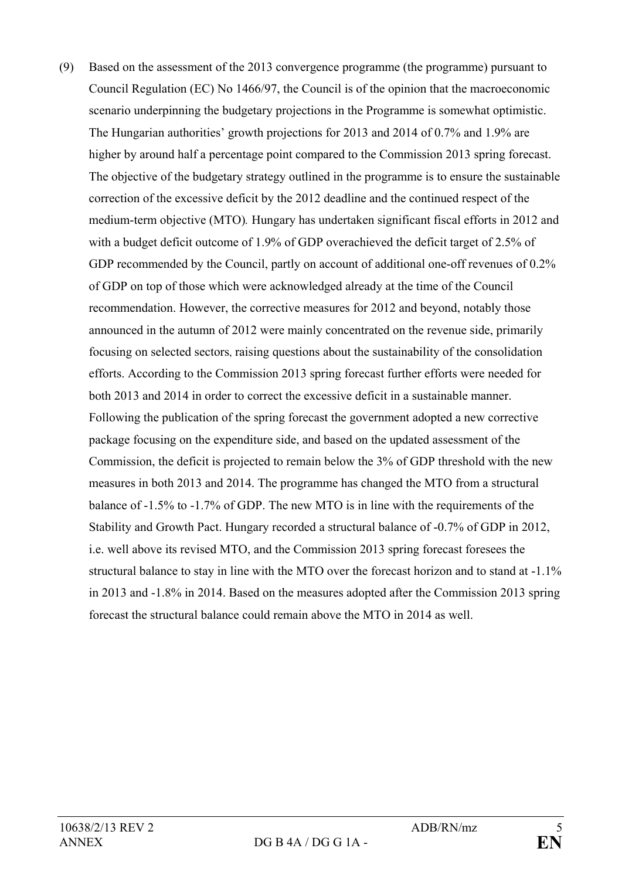(9) Based on the assessment of the 2013 convergence programme (the programme) pursuant to Council Regulation (EC) No 1466/97, the Council is of the opinion that the macroeconomic scenario underpinning the budgetary projections in the Programme is somewhat optimistic. The Hungarian authorities' growth projections for 2013 and 2014 of 0.7% and 1.9% are higher by around half a percentage point compared to the Commission 2013 spring forecast. The objective of the budgetary strategy outlined in the programme is to ensure the sustainable correction of the excessive deficit by the 2012 deadline and the continued respect of the medium-term objective (MTO)*.* Hungary has undertaken significant fiscal efforts in 2012 and with a budget deficit outcome of 1.9% of GDP overachieved the deficit target of 2.5% of GDP recommended by the Council, partly on account of additional one-off revenues of 0.2% of GDP on top of those which were acknowledged already at the time of the Council recommendation. However, the corrective measures for 2012 and beyond, notably those announced in the autumn of 2012 were mainly concentrated on the revenue side, primarily focusing on selected sectors, raising questions about the sustainability of the consolidation efforts. According to the Commission 2013 spring forecast further efforts were needed for both 2013 and 2014 in order to correct the excessive deficit in a sustainable manner. Following the publication of the spring forecast the government adopted a new corrective package focusing on the expenditure side, and based on the updated assessment of the Commission, the deficit is projected to remain below the 3% of GDP threshold with the new measures in both 2013 and 2014. The programme has changed the MTO from a structural balance of -1.5% to -1.7% of GDP. The new MTO is in line with the requirements of the Stability and Growth Pact. Hungary recorded a structural balance of -0.7% of GDP in 2012, i.e. well above its revised MTO, and the Commission 2013 spring forecast foresees the structural balance to stay in line with the MTO over the forecast horizon and to stand at -1.1% in 2013 and -1.8% in 2014. Based on the measures adopted after the Commission 2013 spring forecast the structural balance could remain above the MTO in 2014 as well.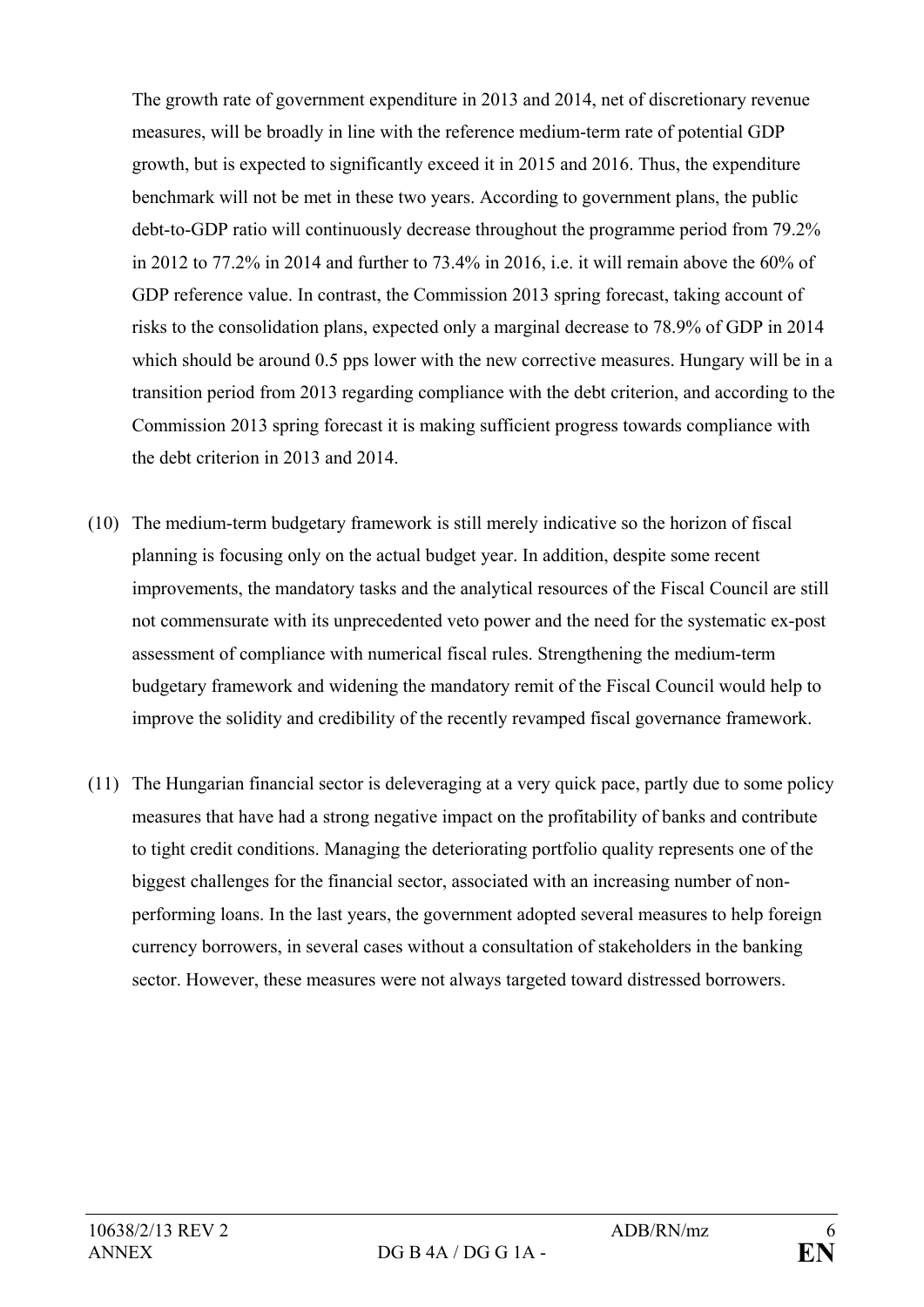The growth rate of government expenditure in 2013 and 2014, net of discretionary revenue measures, will be broadly in line with the reference medium-term rate of potential GDP growth, but is expected to significantly exceed it in 2015 and 2016. Thus, the expenditure benchmark will not be met in these two years. According to government plans, the public debt-to-GDP ratio will continuously decrease throughout the programme period from 79.2% in 2012 to 77.2% in 2014 and further to 73.4% in 2016, i.e. it will remain above the 60% of GDP reference value. In contrast, the Commission 2013 spring forecast, taking account of risks to the consolidation plans, expected only a marginal decrease to 78.9% of GDP in 2014 which should be around 0.5 pps lower with the new corrective measures. Hungary will be in a transition period from 2013 regarding compliance with the debt criterion, and according to the Commission 2013 spring forecast it is making sufficient progress towards compliance with the debt criterion in 2013 and 2014.

(10) The medium-term budgetary framework is still merely indicative so the horizon of fiscal planning is focusing only on the actual budget year. In addition, despite some recent improvements, the mandatory tasks and the analytical resources of the Fiscal Council are still not commensurate with its unprecedented veto power and the need for the systematic ex-post assessment of compliance with numerical fiscal rules. Strengthening the medium-term budgetary framework and widening the mandatory remit of the Fiscal Council would help to improve the solidity and credibility of the recently revamped fiscal governance framework.

(11) The Hungarian financial sector is deleveraging at a very quick pace, partly due to some policy measures that have had a strong negative impact on the profitability of banks and contribute to tight credit conditions. Managing the deteriorating portfolio quality represents one of the biggest challenges for the financial sector, associated with an increasing number of non-performing loans. In the last years, the government adopted several measures to help foreign currency borrowers, in several cases without a consultation of stakeholders in the banking sector. However, these measures were not always targeted toward distressed borrowers.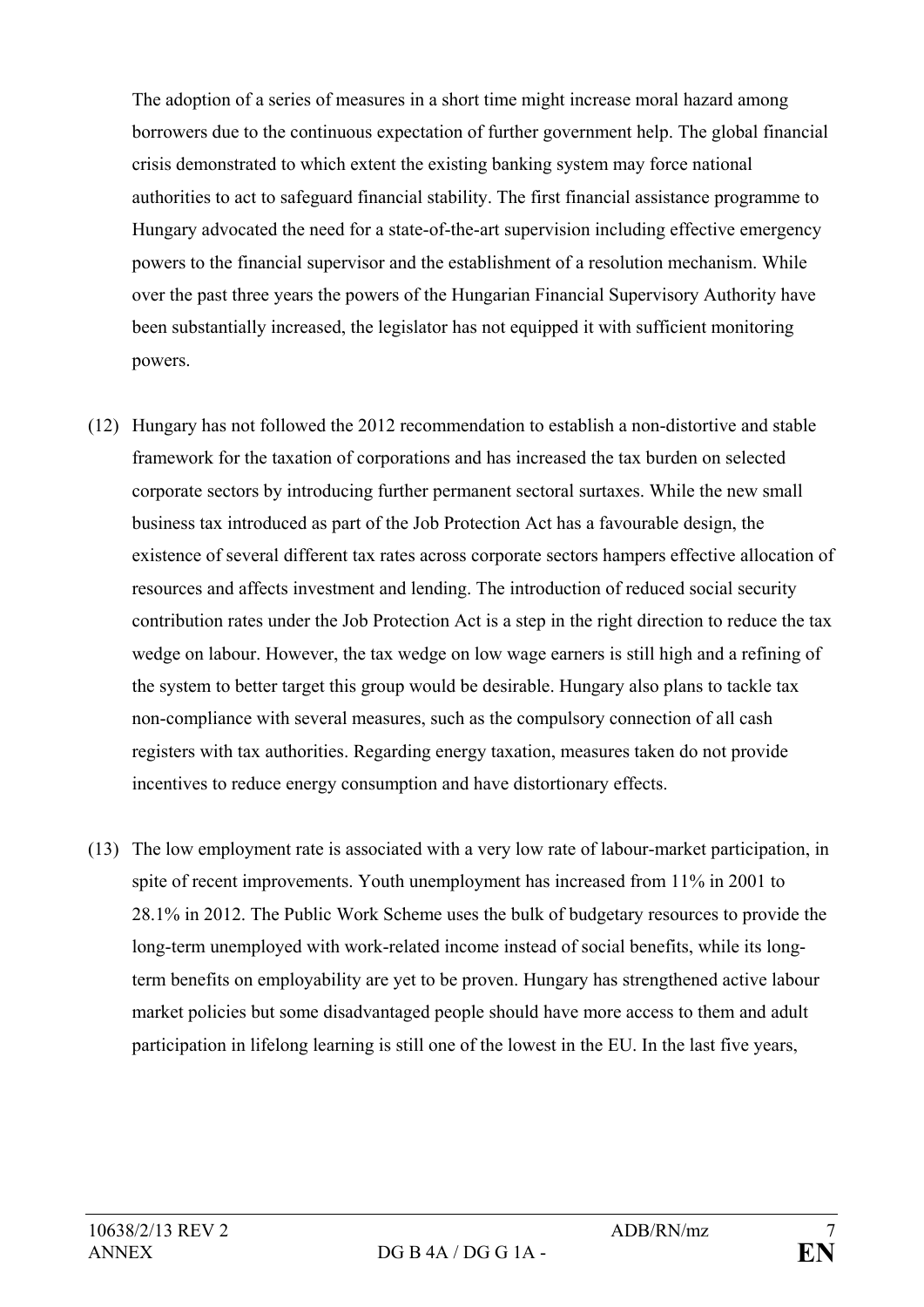The adoption of a series of measures in a short time might increase moral hazard among borrowers due to the continuous expectation of further government help. The global financial crisis demonstrated to which extent the existing banking system may force national authorities to act to safeguard financial stability. The first financial assistance programme to Hungary advocated the need for a state-of-the-art supervision including effective emergency powers to the financial supervisor and the establishment of a resolution mechanism. While over the past three years the powers of the Hungarian Financial Supervisory Authority have been substantially increased, the legislator has not equipped it with sufficient monitoring powers.

(12) Hungary has not followed the 2012 recommendation to establish a non-distortive and stable framework for the taxation of corporations and has increased the tax burden on selected corporate sectors by introducing further permanent sectoral surtaxes. While the new small business tax introduced as part of the Job Protection Act has a favourable design, the existence of several different tax rates across corporate sectors hampers effective allocation of resources and affects investment and lending. The introduction of reduced social security contribution rates under the Job Protection Act is a step in the right direction to reduce the tax wedge on labour. However, the tax wedge on low wage earners is still high and a refining of the system to better target this group would be desirable. Hungary also plans to tackle tax non-compliance with several measures, such as the compulsory connection of all cash registers with tax authorities. Regarding energy taxation, measures taken do not provide incentives to reduce energy consumption and have distortionary effects.

(13) The low employment rate is associated with a very low rate of labour-market participation, in spite of recent improvements. Youth unemployment has increased from 11% in 2001 to 28.1% in 2012. The Public Work Scheme uses the bulk of budgetary resources to provide the long-term unemployed with work-related income instead of social benefits, while its long-term benefits on employability are yet to be proven. Hungary has strengthened active labour market policies but some disadvantaged people should have more access to them and adult participation in lifelong learning is still one of the lowest in the EU. In the last five years,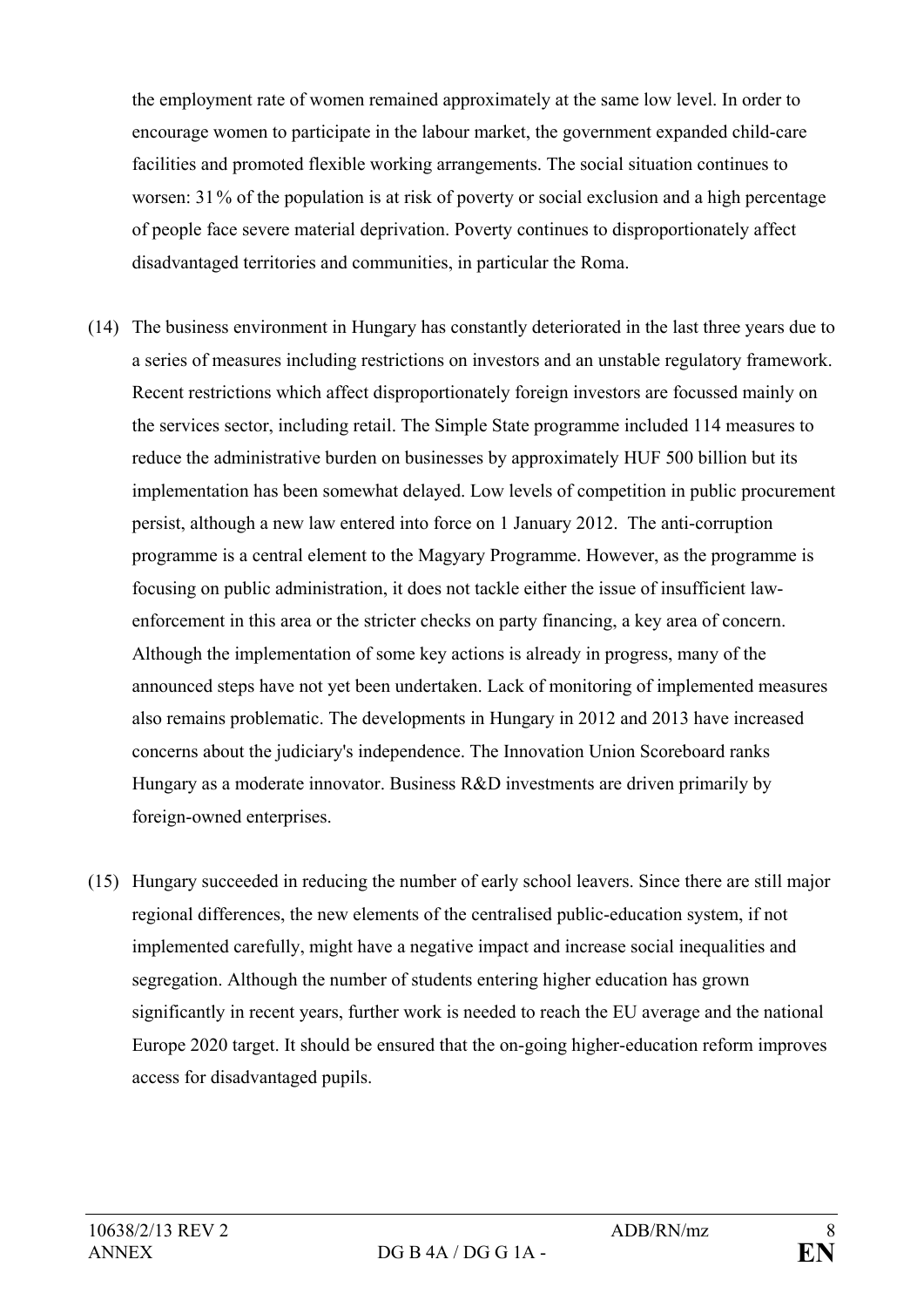the employment rate of women remained approximately at the same low level. In order to encourage women to participate in the labour market, the government expanded child-care facilities and promoted flexible working arrangements. The social situation continues to worsen: 31% of the population is at risk of poverty or social exclusion and a high percentage of people face severe material deprivation. Poverty continues to disproportionately affect disadvantaged territories and communities, in particular the Roma.

(14) The business environment in Hungary has constantly deteriorated in the last three years due to a series of measures including restrictions on investors and an unstable regulatory framework. Recent restrictions which affect disproportionately foreign investors are focussed mainly on the services sector, including retail. The Simple State programme included 114 measures to reduce the administrative burden on businesses by approximately HUF 500 billion but its implementation has been somewhat delayed. Low levels of competition in public procurement persist, although a new law entered into force on 1 January 2012. The anti-corruption programme is a central element to the Magyary Programme. However, as the programme is focusing on public administration, it does not tackle either the issue of insufficient law-enforcement in this area or the stricter checks on party financing, a key area of concern. Although the implementation of some key actions is already in progress, many of the announced steps have not yet been undertaken. Lack of monitoring of implemented measures also remains problematic. The developments in Hungary in 2012 and 2013 have increased concerns about the judiciary's independence. The Innovation Union Scoreboard ranks Hungary as a moderate innovator. Business R&D investments are driven primarily by foreign-owned enterprises.

(15) Hungary succeeded in reducing the number of early school leavers. Since there are still major regional differences, the new elements of the centralised public-education system, if not implemented carefully, might have a negative impact and increase social inequalities and segregation. Although the number of students entering higher education has grown significantly in recent years, further work is needed to reach the EU average and the national Europe 2020 target. It should be ensured that the on-going higher-education reform improves access for disadvantaged pupils.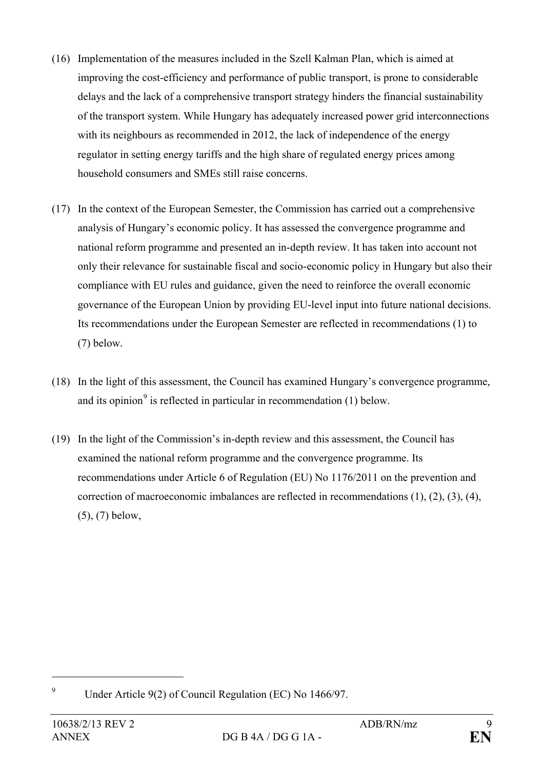(16) Implementation of the measures included in the Szell Kalman Plan, which is aimed at improving the cost-efficiency and performance of public transport, is prone to considerable delays and the lack of a comprehensive transport strategy hinders the financial sustainability of the transport system. While Hungary has adequately increased power grid interconnections with its neighbours as recommended in 2012, the lack of independence of the energy regulator in setting energy tariffs and the high share of regulated energy prices among household consumers and SMEs still raise concerns.

(17) In the context of the European Semester, the Commission has carried out a comprehensive analysis of Hungary's economic policy. It has assessed the convergence programme and national reform programme and presented an in-depth review. It has taken into account not only their relevance for sustainable fiscal and socio-economic policy in Hungary but also their compliance with EU rules and guidance, given the need to reinforce the overall economic governance of the European Union by providing EU-level input into future national decisions. Its recommendations under the European Semester are reflected in recommendations (1) to (7) below.

(18) In the light of this assessment, the Council has examined Hungary's convergence programme, and its opinion[9] is reflected in particular in recommendation (1) below.

(19) In the light of the Commission's in-depth review and this assessment, the Council has examined the national reform programme and the convergence programme. Its recommendations under Article 6 of Regulation (EU) No 1176/2011 on the prevention and correction of macroeconomic imbalances are reflected in recommendations (1), (2), (3), (4), (5), (7) below,

---

[9] Under Article 9(2) of Council Regulation (EC) No 1466/97.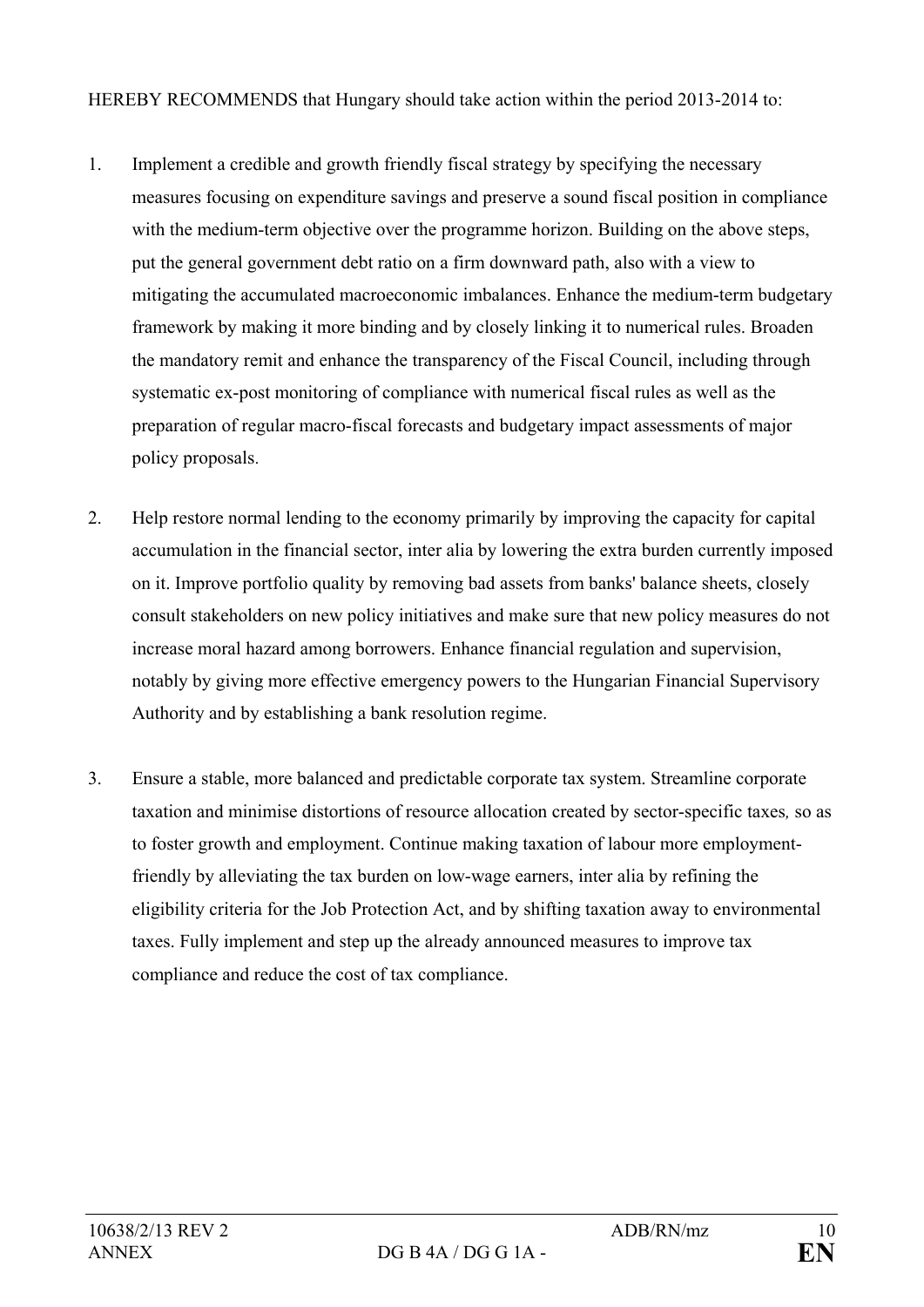HEREBY RECOMMENDS that Hungary should take action within the period 2013-2014 to:

1. Implement a credible and growth friendly fiscal strategy by specifying the necessary measures focusing on expenditure savings and preserve a sound fiscal position in compliance with the medium-term objective over the programme horizon. Building on the above steps, put the general government debt ratio on a firm downward path, also with a view to mitigating the accumulated macroeconomic imbalances. Enhance the medium-term budgetary framework by making it more binding and by closely linking it to numerical rules. Broaden the mandatory remit and enhance the transparency of the Fiscal Council, including through systematic ex-post monitoring of compliance with numerical fiscal rules as well as the preparation of regular macro-fiscal forecasts and budgetary impact assessments of major policy proposals.

2. Help restore normal lending to the economy primarily by improving the capacity for capital accumulation in the financial sector, inter alia by lowering the extra burden currently imposed on it. Improve portfolio quality by removing bad assets from banks' balance sheets, closely consult stakeholders on new policy initiatives and make sure that new policy measures do not increase moral hazard among borrowers. Enhance financial regulation and supervision, notably by giving more effective emergency powers to the Hungarian Financial Supervisory Authority and by establishing a bank resolution regime.

3. Ensure a stable, more balanced and predictable corporate tax system. Streamline corporate taxation and minimise distortions of resource allocation created by sector-specific taxes, so as to foster growth and employment. Continue making taxation of labour more employment-friendly by alleviating the tax burden on low-wage earners, inter alia by refining the eligibility criteria for the Job Protection Act, and by shifting taxation away to environmental taxes. Fully implement and step up the already announced measures to improve tax compliance and reduce the cost of tax compliance.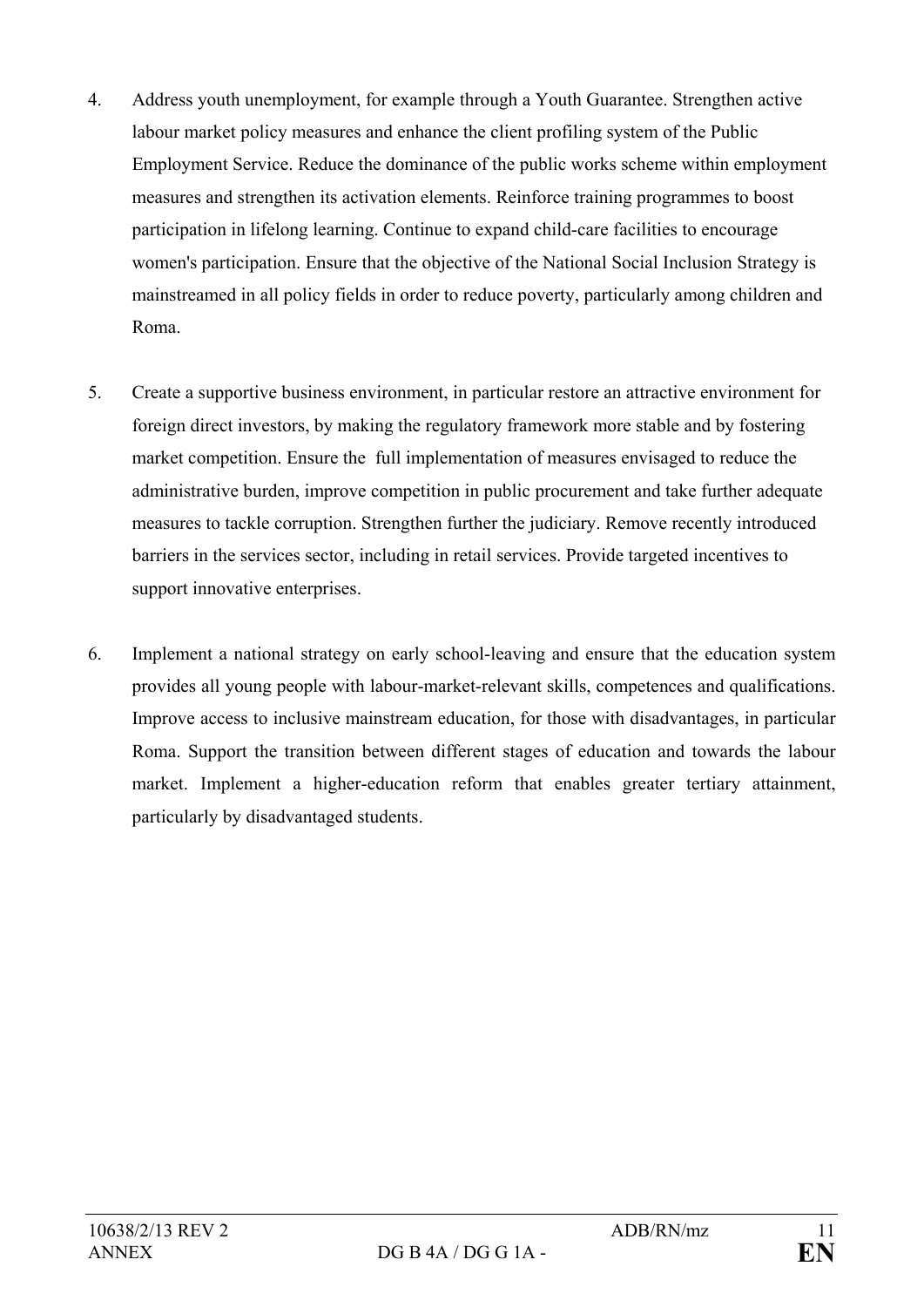4. Address youth unemployment, for example through a Youth Guarantee. Strengthen active labour market policy measures and enhance the client profiling system of the Public Employment Service. Reduce the dominance of the public works scheme within employment measures and strengthen its activation elements. Reinforce training programmes to boost participation in lifelong learning. Continue to expand child-care facilities to encourage women's participation. Ensure that the objective of the National Social Inclusion Strategy is mainstreamed in all policy fields in order to reduce poverty, particularly among children and Roma.

5. Create a supportive business environment, in particular restore an attractive environment for foreign direct investors, by making the regulatory framework more stable and by fostering market competition. Ensure the full implementation of measures envisaged to reduce the administrative burden, improve competition in public procurement and take further adequate measures to tackle corruption. Strengthen further the judiciary. Remove recently introduced barriers in the services sector, including in retail services. Provide targeted incentives to support innovative enterprises.

6. Implement a national strategy on early school-leaving and ensure that the education system provides all young people with labour-market-relevant skills, competences and qualifications. Improve access to inclusive mainstream education, for those with disadvantages, in particular Roma. Support the transition between different stages of education and towards the labour market. Implement a higher-education reform that enables greater tertiary attainment, particularly by disadvantaged students.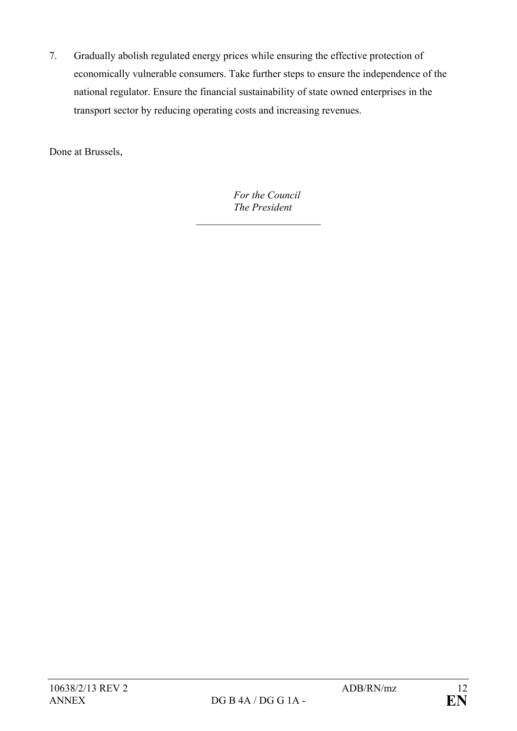7. Gradually abolish regulated energy prices while ensuring the effective protection of economically vulnerable consumers. Take further steps to ensure the independence of the national regulator. Ensure the financial sustainability of state owned enterprises in the transport sector by reducing operating costs and increasing revenues.

Done at Brussels,

*For the Council*
*The President*